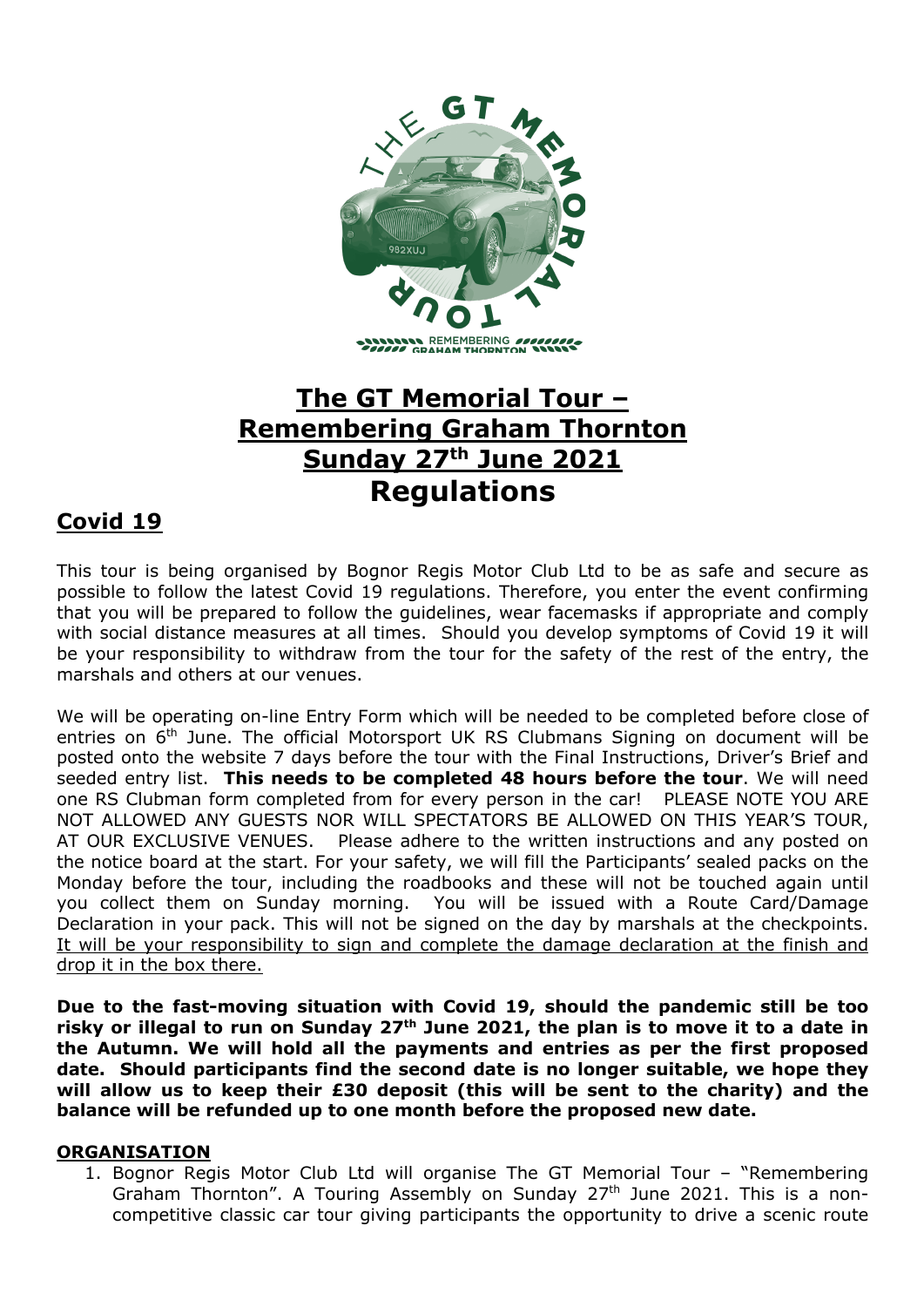# The GT Memorial Tour – Remembering Graham Thornton Sunday 27th June 2021

# Regulations

## Covid 19

This tour is being organised by Bognor Regis Motor Club Ltd to be as safe and secure as possible to follow the latest Covid 19 regulations. Therefore, you enter the event confirming that you will be prepared to follow the guidelines, wear facemasks if appropriate and comply with social distance measures at all times. Should you develop symptoms of Covid 19 it will be your responsibility to withdraw from the tour for the safety of the rest of the entry, the marshals and others at our venues.

We will be operating on-line Entry Form which will be needed to be completed before close of entries on 6th June. The official Motorsport UK RS Clubmans Signing on document will be posted onto the website 7 days before the tour with the Final Instructions, Driver's Brief and seeded entry list. **This needs to be completed 48 hours before the tour**. We will need one RS Clubman form completed from for every person in the car! PLEASE NOTE YOU ARE NOT ALLOWED ANY GUESTS NOR WILL SPECTATORS BE ALLOWED ON THIS YEAR'S TOUR, AT OUR EXCLUSIVE VENUES. Please adhere to the written instructions and any posted on the notice board at the start. For your safety, we will fill the Participants' sealed packs on the Monday before the tour, including the roadbooks and these will not be touched again until you collect them on Sunday morning. You will be issued with a Route Card/Damage Declaration in your pack. This will not be signed on the day by marshals at the checkpoints. It will be your responsibility to sign and complete the damage declaration at the finish and drop it in the box there.

**Due to the fast-moving situation with Covid 19, should the pandemic still be too risky or illegal to run on Sunday 27th June 2021, the plan is to move it to a date in the Autumn. We will hold all the payments and entries as per the first proposed date. Should participants find the second date is no longer suitable, we hope they will allow us to keep their £30 deposit (this will be sent to the charity) and the balance will be refunded up to one month before the proposed new date.**

## ORGANISATION

1. Bognor Regis Motor Club Ltd will organise The GT Memorial Tour – "Remembering Graham Thornton". A Touring Assembly on Sunday 27th June 2021. This is a non-competitive classic car tour giving participants the opportunity to drive a scenic route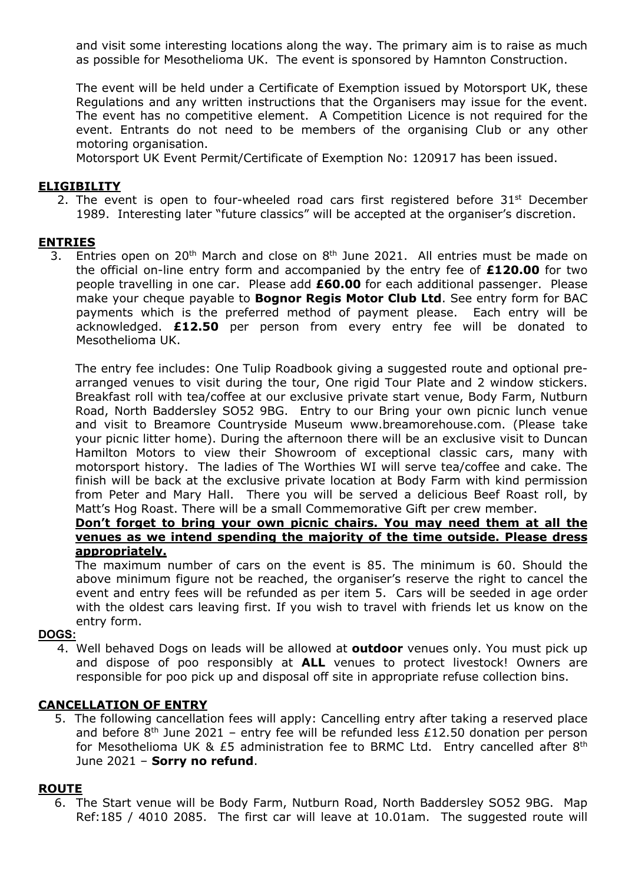and visit some interesting locations along the way. The primary aim is to raise as much as possible for Mesothelioma UK. The event is sponsored by Hamnton Construction.

The event will be held under a Certificate of Exemption issued by Motorsport UK, these Regulations and any written instructions that the Organisers may issue for the event. The event has no competitive element. A Competition Licence is not required for the event. Entrants do not need to be members of the organising Club or any other motoring organisation.
Motorsport UK Event Permit/Certificate of Exemption No: 120917 has been issued.

## ELIGIBILITY

2. The event is open to four-wheeled road cars first registered before 31st December 1989. Interesting later "future classics" will be accepted at the organiser's discretion.

## ENTRIES

3. Entries open on 20th March and close on 8th June 2021. All entries must be made on the official on-line entry form and accompanied by the entry fee of **£120.00** for two people travelling in one car. Please add **£60.00** for each additional passenger. Please make your cheque payable to **Bognor Regis Motor Club Ltd**. See entry form for BAC payments which is the preferred method of payment please. Each entry will be acknowledged. **£12.50** per person from every entry fee will be donated to Mesothelioma UK.

   The entry fee includes: One Tulip Roadbook giving a suggested route and optional pre-arranged venues to visit during the tour, One rigid Tour Plate and 2 window stickers. Breakfast roll with tea/coffee at our exclusive private start venue, Body Farm, Nutburn Road, North Baddersley SO52 9BG. Entry to our Bring your own picnic lunch venue and visit to Breamore Countryside Museum www.breamorehouse.com. (Please take your picnic litter home). During the afternoon there will be an exclusive visit to Duncan Hamilton Motors to view their Showroom of exceptional classic cars, many with motorsport history. The ladies of The Worthies WI will serve tea/coffee and cake. The finish will be back at the exclusive private location at Body Farm with kind permission from Peter and Mary Hall. There you will be served a delicious Beef Roast roll, by Matt's Hog Roast. There will be a small Commemorative Gift per crew member.

   **Don't forget to bring your own picnic chairs. You may need them at all the venues as we intend spending the majority of the time outside. Please dress appropriately.**

   The maximum number of cars on the event is 85. The minimum is 60. Should the above minimum figure not be reached, the organiser's reserve the right to cancel the event and entry fees will be refunded as per item 5. Cars will be seeded in age order with the oldest cars leaving first. If you wish to travel with friends let us know on the entry form.

## DOGS:

4. Well behaved Dogs on leads will be allowed at **outdoor** venues only. You must pick up and dispose of poo responsibly at **ALL** venues to protect livestock! Owners are responsible for poo pick up and disposal off site in appropriate refuse collection bins.

## CANCELLATION OF ENTRY

5. The following cancellation fees will apply: Cancelling entry after taking a reserved place and before 8th June 2021 – entry fee will be refunded less £12.50 donation per person for Mesothelioma UK & £5 administration fee to BRMC Ltd. Entry cancelled after 8th June 2021 – **Sorry no refund**.

## ROUTE

6. The Start venue will be Body Farm, Nutburn Road, North Baddersley SO52 9BG. Map Ref:185 / 4010 2085. The first car will leave at 10.01am. The suggested route will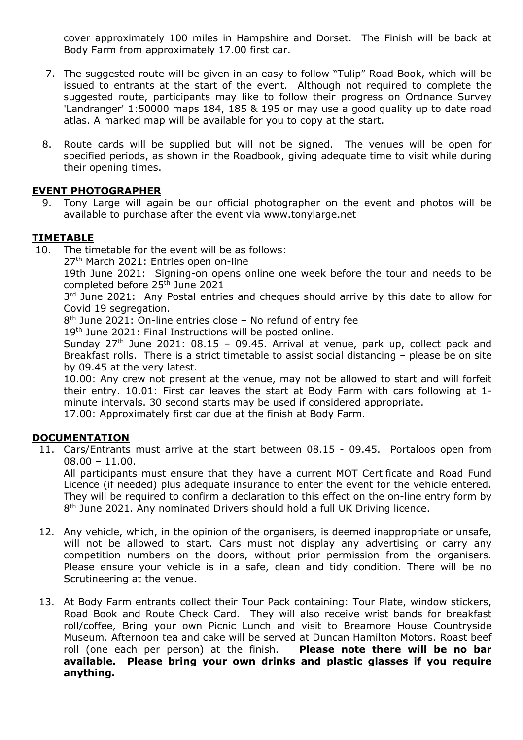cover approximately 100 miles in Hampshire and Dorset. The Finish will be back at Body Farm from approximately 17.00 first car.

7. The suggested route will be given in an easy to follow "Tulip" Road Book, which will be issued to entrants at the start of the event. Although not required to complete the suggested route, participants may like to follow their progress on Ordnance Survey 'Landranger' 1:50000 maps 184, 185 & 195 or may use a good quality up to date road atlas. A marked map will be available for you to copy at the start.

8. Route cards will be supplied but will not be signed. The venues will be open for specified periods, as shown in the Roadbook, giving adequate time to visit while during their opening times.

## EVENT PHOTOGRAPHER

9. Tony Large will again be our official photographer on the event and photos will be available to purchase after the event via www.tonylarge.net

## TIMETABLE

10. The timetable for the event will be as follows:

    27th March 2021: Entries open on-line

    19th June 2021: Signing-on opens online one week before the tour and needs to be completed before 25th June 2021

    3rd June 2021: Any Postal entries and cheques should arrive by this date to allow for Covid 19 segregation.

    8th June 2021: On-line entries close – No refund of entry fee

    19th June 2021: Final Instructions will be posted online.

    Sunday 27th June 2021: 08.15 – 09.45. Arrival at venue, park up, collect pack and Breakfast rolls. There is a strict timetable to assist social distancing – please be on site by 09.45 at the very latest.

    10.00: Any crew not present at the venue, may not be allowed to start and will forfeit their entry. 10.01: First car leaves the start at Body Farm with cars following at 1-minute intervals. 30 second starts may be used if considered appropriate.

    17.00: Approximately first car due at the finish at Body Farm.

## DOCUMENTATION

11. Cars/Entrants must arrive at the start between 08.15 - 09.45. Portaloos open from 08.00 – 11.00.

    All participants must ensure that they have a current MOT Certificate and Road Fund Licence (if needed) plus adequate insurance to enter the event for the vehicle entered. They will be required to confirm a declaration to this effect on the on-line entry form by 8th June 2021. Any nominated Drivers should hold a full UK Driving licence.

12. Any vehicle, which, in the opinion of the organisers, is deemed inappropriate or unsafe, will not be allowed to start. Cars must not display any advertising or carry any competition numbers on the doors, without prior permission from the organisers. Please ensure your vehicle is in a safe, clean and tidy condition. There will be no Scrutineering at the venue.

13. At Body Farm entrants collect their Tour Pack containing: Tour Plate, window stickers, Road Book and Route Check Card. They will also receive wrist bands for breakfast roll/coffee, Bring your own Picnic Lunch and visit to Breamore House Countryside Museum. Afternoon tea and cake will be served at Duncan Hamilton Motors. Roast beef roll (one each per person) at the finish. **Please note there will be no bar available. Please bring your own drinks and plastic glasses if you require anything.**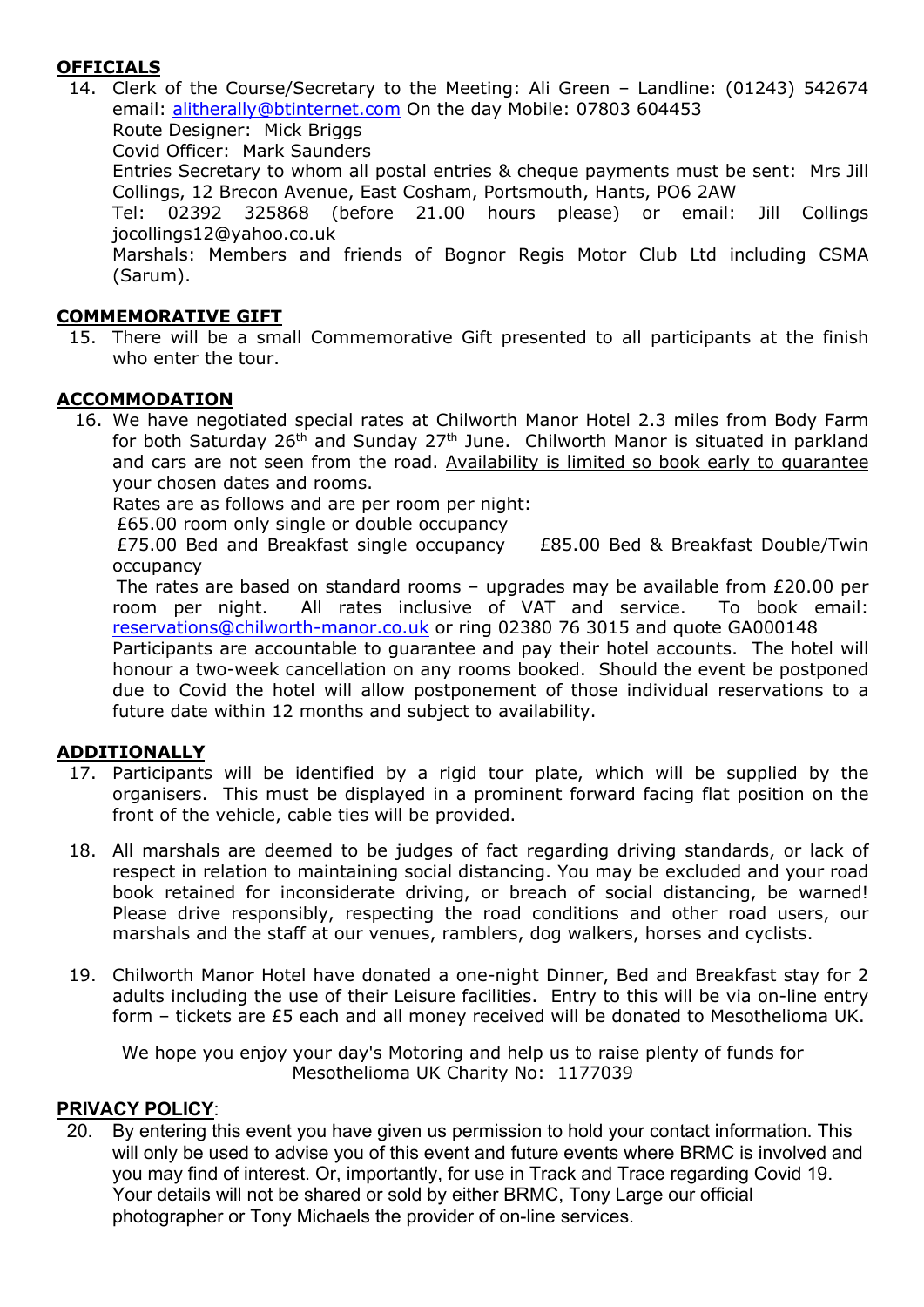**OFFICIALS**

14. Clerk of the Course/Secretary to the Meeting: Ali Green – Landline: (01243) 542674 email: alitherally@btinternet.com On the day Mobile: 07803 604453
    Route Designer: Mick Briggs
    Covid Officer: Mark Saunders
    Entries Secretary to whom all postal entries & cheque payments must be sent: Mrs Jill Collings, 12 Brecon Avenue, East Cosham, Portsmouth, Hants, PO6 2AW
    Tel: 02392 325868 (before 21.00 hours please) or email: Jill Collings jocollings12@yahoo.co.uk
    Marshals: Members and friends of Bognor Regis Motor Club Ltd including CSMA (Sarum).

**COMMEMORATIVE GIFT**

15. There will be a small Commemorative Gift presented to all participants at the finish who enter the tour.

**ACCOMMODATION**

16. We have negotiated special rates at Chilworth Manor Hotel 2.3 miles from Body Farm for both Saturday 26th and Sunday 27th June. Chilworth Manor is situated in parkland and cars are not seen from the road. Availability is limited so book early to guarantee your chosen dates and rooms.
    Rates are as follows and are per room per night:
    £65.00 room only single or double occupancy
    £75.00 Bed and Breakfast single occupancy £85.00 Bed & Breakfast Double/Twin occupancy
    The rates are based on standard rooms – upgrades may be available from £20.00 per room per night. All rates inclusive of VAT and service. To book email: reservations@chilworth-manor.co.uk or ring 02380 76 3015 and quote GA000148
    Participants are accountable to guarantee and pay their hotel accounts. The hotel will honour a two-week cancellation on any rooms booked. Should the event be postponed due to Covid the hotel will allow postponement of those individual reservations to a future date within 12 months and subject to availability.

**ADDITIONALLY**

17. Participants will be identified by a rigid tour plate, which will be supplied by the organisers. This must be displayed in a prominent forward facing flat position on the front of the vehicle, cable ties will be provided.

18. All marshals are deemed to be judges of fact regarding driving standards, or lack of respect in relation to maintaining social distancing. You may be excluded and your road book retained for inconsiderate driving, or breach of social distancing, be warned! Please drive responsibly, respecting the road conditions and other road users, our marshals and the staff at our venues, ramblers, dog walkers, horses and cyclists.

19. Chilworth Manor Hotel have donated a one-night Dinner, Bed and Breakfast stay for 2 adults including the use of their Leisure facilities. Entry to this will be via on-line entry form – tickets are £5 each and all money received will be donated to Mesothelioma UK.

We hope you enjoy your day's Motoring and help us to raise plenty of funds for Mesothelioma UK Charity No: 1177039

**PRIVACY POLICY**:

20. By entering this event you have given us permission to hold your contact information. This will only be used to advise you of this event and future events where BRMC is involved and you may find of interest. Or, importantly, for use in Track and Trace regarding Covid 19. Your details will not be shared or sold by either BRMC, Tony Large our official photographer or Tony Michaels the provider of on-line services.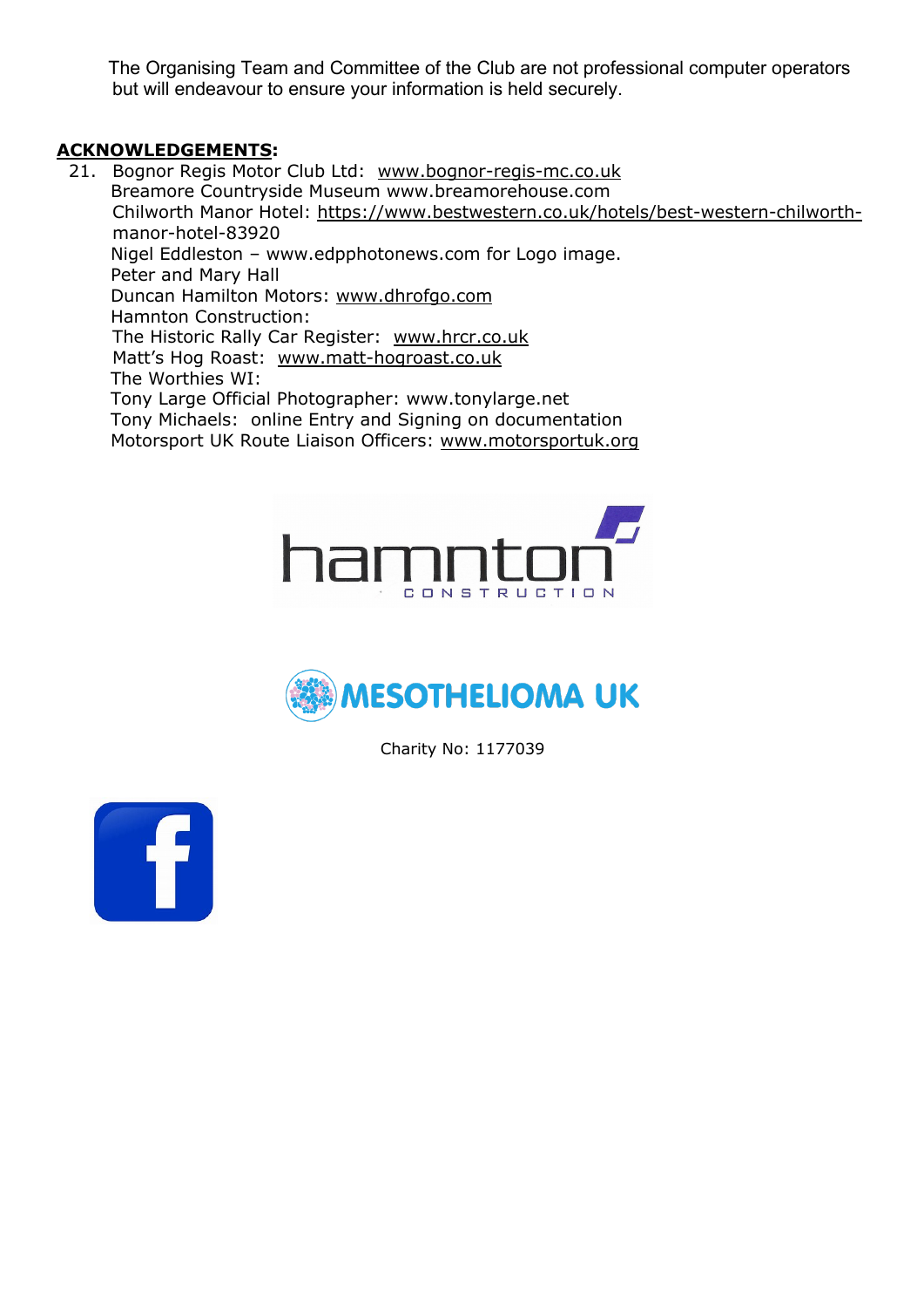The Organising Team and Committee of the Club are not professional computer operators but will endeavour to ensure your information is held securely.

**ACKNOWLEDGEMENTS:**

21. Bognor Regis Motor Club Ltd: www.bognor-regis-mc.co.uk
    Breamore Countryside Museum www.breamorehouse.com
    Chilworth Manor Hotel: https://www.bestwestern.co.uk/hotels/best-western-chilworth-manor-hotel-83920
    Nigel Eddleston – www.edpphotonews.com for Logo image.
    Peter and Mary Hall
    Duncan Hamilton Motors: www.dhrofgo.com
    Hamnton Construction:
    The Historic Rally Car Register: www.hrcr.co.uk
    Matt's Hog Roast: www.matt-hogroast.co.uk
    The Worthies WI:
    Tony Large Official Photographer: www.tonylarge.net
    Tony Michaels: online Entry and Signing on documentation
    Motorsport UK Route Liaison Officers: www.motorsportuk.org

hamnton CONSTRUCTION

MESOTHELIOMA UK

Charity No: 1177039